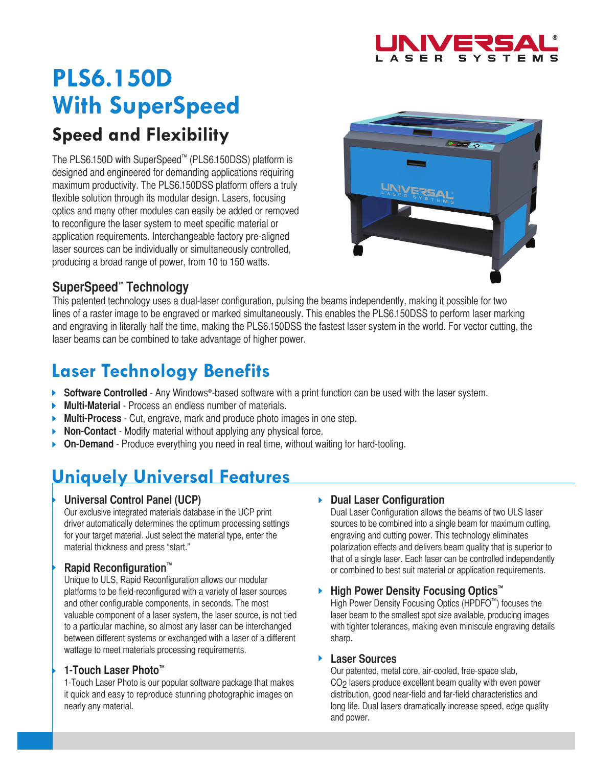# PLS6.150D With SuperSpeed

## Speed and Flexibility

The PLS6.150D with SuperSpeed™ (PLS6.150DSS) platform is designed and engineered for demanding applications requiring maximum productivity. The PLS6.150DSS platform offers a truly flexible solution through its modular design. Lasers, focusing optics and many other modules can easily be added or removed to reconfigure the laser system to meet specific material or application requirements. Interchangeable factory pre-aligned laser sources can be individually or simultaneously controlled, producing a broad range of power, from 10 to 150 watts.

### SuperSpeed™ Technology

This patented technology uses a dual-laser configuration, pulsing the beams independently, making it possible for two lines of a raster image to be engraved or marked simultaneously. This enables the PLS6.150DSS to perform laser marking and engraving in literally half the time, making the PLS6.150DSS the fastest laser system in the world. For vector cutting, the laser beams can be combined to take advantage of higher power.

## Laser Technology Benefits

- **Software Controlled** - Any Windows®-based software with a print function can be used with the laser system.
- **Multi-Material** - Process an endless number of materials.
- **Multi-Process** - Cut, engrave, mark and produce photo images in one step.
- **Non-Contact** - Modify material without applying any physical force.
- **On-Demand** - Produce everything you need in real time, without waiting for hard-tooling.

## Uniquely Universal Features

### Universal Control Panel (UCP)

Our exclusive integrated materials database in the UCP print driver automatically determines the optimum processing settings for your target material. Just select the material type, enter the material thickness and press "start."

### Rapid Reconfiguration™

Unique to ULS, Rapid Reconfiguration allows our modular platforms to be field-reconfigured with a variety of laser sources and other configurable components, in seconds. The most valuable component of a laser system, the laser source, is not tied to a particular machine, so almost any laser can be interchanged between different systems or exchanged with a laser of a different wattage to meet materials processing requirements.

### 1-Touch Laser Photo™

1-Touch Laser Photo is our popular software package that makes it quick and easy to reproduce stunning photographic images on nearly any material.

### Dual Laser Configuration

Dual Laser Configuration allows the beams of two ULS laser sources to be combined into a single beam for maximum cutting, engraving and cutting power. This technology eliminates polarization effects and delivers beam quality that is superior to that of a single laser. Each laser can be controlled independently or combined to best suit material or application requirements.

### High Power Density Focusing Optics™

High Power Density Focusing Optics (HPDFO™) focuses the laser beam to the smallest spot size available, producing images with tighter tolerances, making even miniscule engraving details sharp.

### Laser Sources

Our patented, metal core, air-cooled, free-space slab, $CO_2$ lasers produce excellent beam quality with even power distribution, good near-field and far-field characteristics and long life. Dual lasers dramatically increase speed, edge quality and power.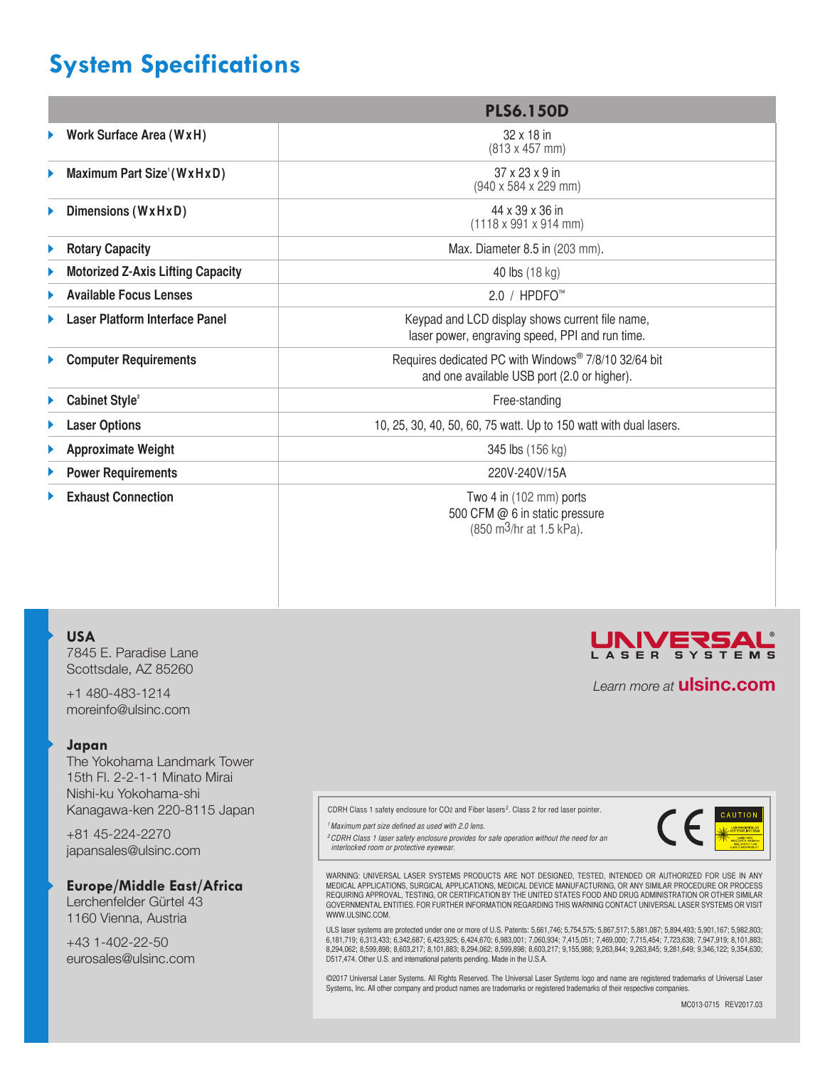# System Specifications

| | PLS6.150D |
|---|---|
| Work Surface Area (WxH) | 32 x 18 in<br>(813 x 457 mm) |
| Maximum Part Size[1] (WxHxD) | 37 x 23 x 9 in<br>(940 x 584 x 229 mm) |
| Dimensions (WxHxD) | 44 x 39 x 36 in<br>(1118 x 991 x 914 mm) |
| Rotary Capacity | Max. Diameter 8.5 in (203 mm). |
| Motorized Z-Axis Lifting Capacity | 40 lbs (18 kg) |
| Available Focus Lenses | 2.0 / HPDFO™ |
| Laser Platform Interface Panel | Keypad and LCD display shows current file name, laser power, engraving speed, PPI and run time. |
| Computer Requirements | Requires dedicated PC with Windows® 7/8/10 32/64 bit and one available USB port (2.0 or higher). |
| Cabinet Style[2] | Free-standing |
| Laser Options | 10, 25, 30, 40, 50, 60, 75 watt. Up to 150 watt with dual lasers. |
| Approximate Weight | 345 lbs (156 kg) |
| Power Requirements | 220V-240V/15A |
| Exhaust Connection | Two 4 in (102 mm) ports<br>500 CFM @ 6 in static pressure<br>(850 $m^3$/hr at 1.5 kPa). |

**USA**
7845 E. Paradise Lane
Scottsdale, AZ 85260

+1 480-483-1214
moreinfo@ulsinc.com

**Japan**
The Yokohama Landmark Tower
15th Fl. 2-2-1-1 Minato Mirai
Nishi-ku Yokohama-shi
Kanagawa-ken 220-8115 Japan

+81 45-224-2270
japansales@ulsinc.com

**Europe/Middle East/Africa**
Lerchenfelder Gürtel 43
1160 Vienna, Austria

+43 1-402-22-50
eurosales@ulsinc.com

UNIVERSAL® LASER SYSTEMS

*Learn more at* **ulsinc.com**

CDRH Class 1 safety enclosure for $CO_2$ and Fiber lasers[2]. Class 2 for red laser pointer.

*[1] Maximum part size defined as used with 2.0 lens.*

*[2] CDRH Class 1 laser safety enclosure provides for safe operation without the need for an interlocked room or protective eyewear.*

WARNING: UNIVERSAL LASER SYSTEMS PRODUCTS ARE NOT DESIGNED, TESTED, INTENDED OR AUTHORIZED FOR USE IN ANY MEDICAL APPLICATIONS, SURGICAL APPLICATIONS, MEDICAL DEVICE MANUFACTURING, OR ANY SIMILAR PROCEDURE OR PROCESS REQUIRING APPROVAL, TESTING, OR CERTIFICATION BY THE UNITED STATES FOOD AND DRUG ADMINISTRATION OR OTHER SIMILAR GOVERNMENTAL ENTITIES. FOR FURTHER INFORMATION REGARDING THIS WARNING CONTACT UNIVERSAL LASER SYSTEMS OR VISIT WWW.ULSINC.COM.

ULS laser systems are protected under one or more of U.S. Patents: 5,661,746; 5,754,575; 5,867,517; 5,881,087; 5,894,493; 5,901,167; 5,982,803; 6,181,719; 6,313,433; 6,342,687; 6,423,925; 6,424,670; 6,983,001; 7,060,934; 7,415,051; 7,469,000; 7,715,454; 7,723,638; 7,947,919; 8,101,883; 8,294,062; 8,599,898; 8,603,217; 8,101,883; 8,294,062; 8,599,898; 8,603,217; 9,155,988; 9,263,844; 9,263,845; 9,281,649; 9,346,122; 9,354,630; D517,474. Other U.S. and international patents pending. Made in the U.S.A.

©2017 Universal Laser Systems. All Rights Reserved. The Universal Laser Systems logo and name are registered trademarks of Universal Laser Systems, Inc. All other company and product names are trademarks or registered trademarks of their respective companies.

MC013-0715 REV2017.03